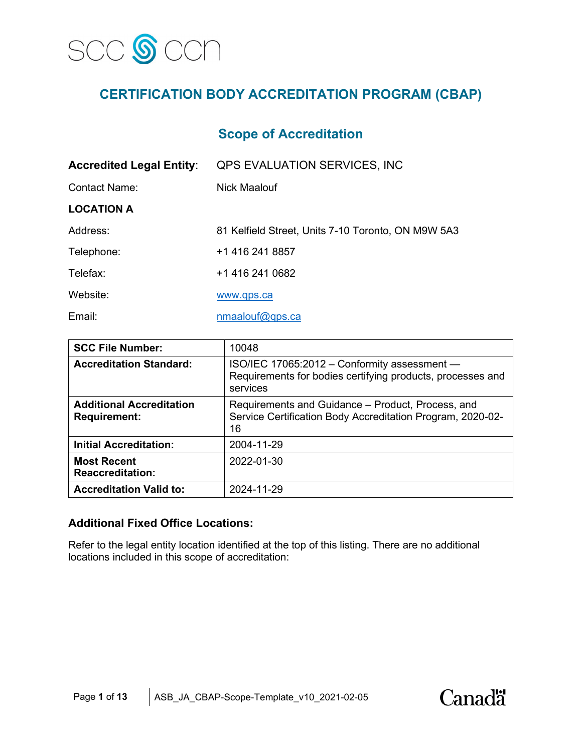# CERTIFICATION BODY ACCREDITATION PROGRAM (CBAP)

## Scope of Accreditation

**Accredited Legal Entity**: QPS EVALUATION SERVICES, INC

Contact Name: Nick Maalouf

**LOCATION A**

Address: 81 Kelfield Street, Units 7-10 Toronto, ON M9W 5A3

Telephone: +1 416 241 8857

Telefax: +1 416 241 0682

Website: www.qps.ca

Email: nmaalouf@qps.ca

| **SCC File Number:** | 10048 |
|---|---|
| **Accreditation Standard:** | ISO/IEC 17065:2012 – Conformity assessment — Requirements for bodies certifying products, processes and services |
| **Additional Accreditation Requirement:** | Requirements and Guidance – Product, Process, and Service Certification Body Accreditation Program, 2020-02-16 |
| **Initial Accreditation:** | 2004-11-29 |
| **Most Recent Reaccreditation:** | 2022-01-30 |
| **Accreditation Valid to:** | 2024-11-29 |

### Additional Fixed Office Locations:

Refer to the legal entity location identified at the top of this listing. There are no additional locations included in this scope of accreditation: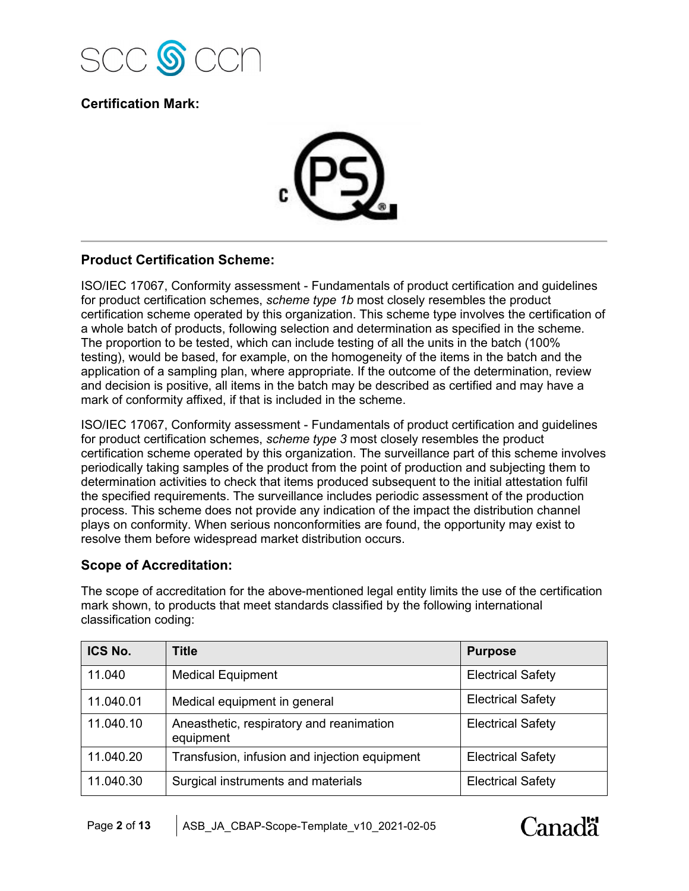**Certification Mark:**

---

## Product Certification Scheme:

ISO/IEC 17067, Conformity assessment - Fundamentals of product certification and guidelines for product certification schemes, *scheme type 1b* most closely resembles the product certification scheme operated by this organization. This scheme type involves the certification of a whole batch of products, following selection and determination as specified in the scheme. The proportion to be tested, which can include testing of all the units in the batch (100% testing), would be based, for example, on the homogeneity of the items in the batch and the application of a sampling plan, where appropriate. If the outcome of the determination, review and decision is positive, all items in the batch may be described as certified and may have a mark of conformity affixed, if that is included in the scheme.

ISO/IEC 17067, Conformity assessment - Fundamentals of product certification and guidelines for product certification schemes, *scheme type 3* most closely resembles the product certification scheme operated by this organization. The surveillance part of this scheme involves periodically taking samples of the product from the point of production and subjecting them to determination activities to check that items produced subsequent to the initial attestation fulfil the specified requirements. The surveillance includes periodic assessment of the production process. This scheme does not provide any indication of the impact the distribution channel plays on conformity. When serious nonconformities are found, the opportunity may exist to resolve them before widespread market distribution occurs.

## Scope of Accreditation:

The scope of accreditation for the above-mentioned legal entity limits the use of the certification mark shown, to products that meet standards classified by the following international classification coding:

| ICS No. | Title | Purpose |
|---|---|---|
| 11.040 | Medical Equipment | Electrical Safety |
| 11.040.01 | Medical equipment in general | Electrical Safety |
| 11.040.10 | Aneasthetic, respiratory and reanimation equipment | Electrical Safety |
| 11.040.20 | Transfusion, infusion and injection equipment | Electrical Safety |
| 11.040.30 | Surgical instruments and materials | Electrical Safety |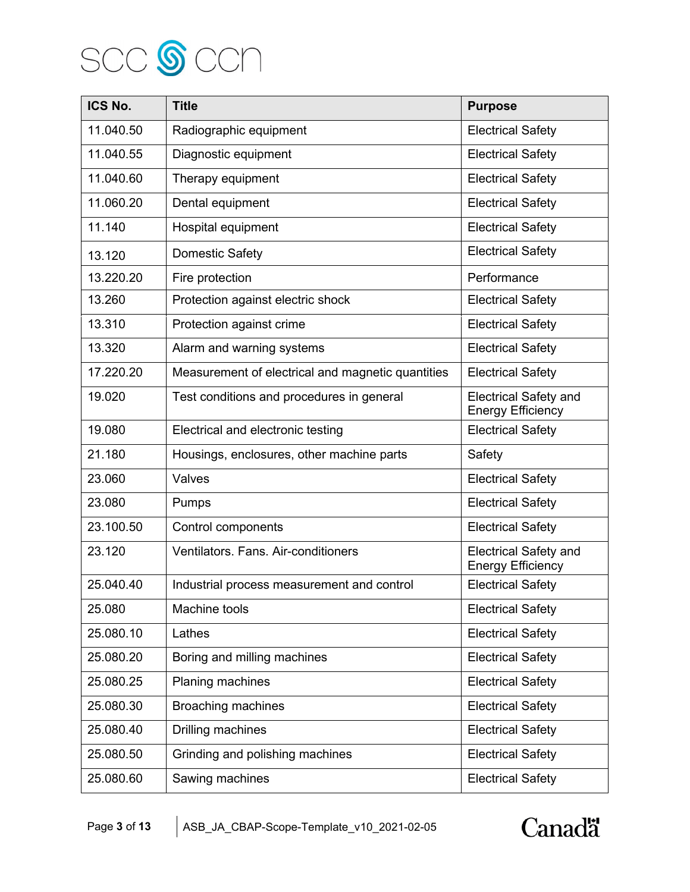| ICS No. | Title | Purpose |
| --- | --- | --- |
| 11.040.50 | Radiographic equipment | Electrical Safety |
| 11.040.55 | Diagnostic equipment | Electrical Safety |
| 11.040.60 | Therapy equipment | Electrical Safety |
| 11.060.20 | Dental equipment | Electrical Safety |
| 11.140 | Hospital equipment | Electrical Safety |
| 13.120 | Domestic Safety | Electrical Safety |
| 13.220.20 | Fire protection | Performance |
| 13.260 | Protection against electric shock | Electrical Safety |
| 13.310 | Protection against crime | Electrical Safety |
| 13.320 | Alarm and warning systems | Electrical Safety |
| 17.220.20 | Measurement of electrical and magnetic quantities | Electrical Safety |
| 19.020 | Test conditions and procedures in general | Electrical Safety and Energy Efficiency |
| 19.080 | Electrical and electronic testing | Electrical Safety |
| 21.180 | Housings, enclosures, other machine parts | Safety |
| 23.060 | Valves | Electrical Safety |
| 23.080 | Pumps | Electrical Safety |
| 23.100.50 | Control components | Electrical Safety |
| 23.120 | Ventilators. Fans. Air-conditioners | Electrical Safety and Energy Efficiency |
| 25.040.40 | Industrial process measurement and control | Electrical Safety |
| 25.080 | Machine tools | Electrical Safety |
| 25.080.10 | Lathes | Electrical Safety |
| 25.080.20 | Boring and milling machines | Electrical Safety |
| 25.080.25 | Planing machines | Electrical Safety |
| 25.080.30 | Broaching machines | Electrical Safety |
| 25.080.40 | Drilling machines | Electrical Safety |
| 25.080.50 | Grinding and polishing machines | Electrical Safety |
| 25.080.60 | Sawing machines | Electrical Safety |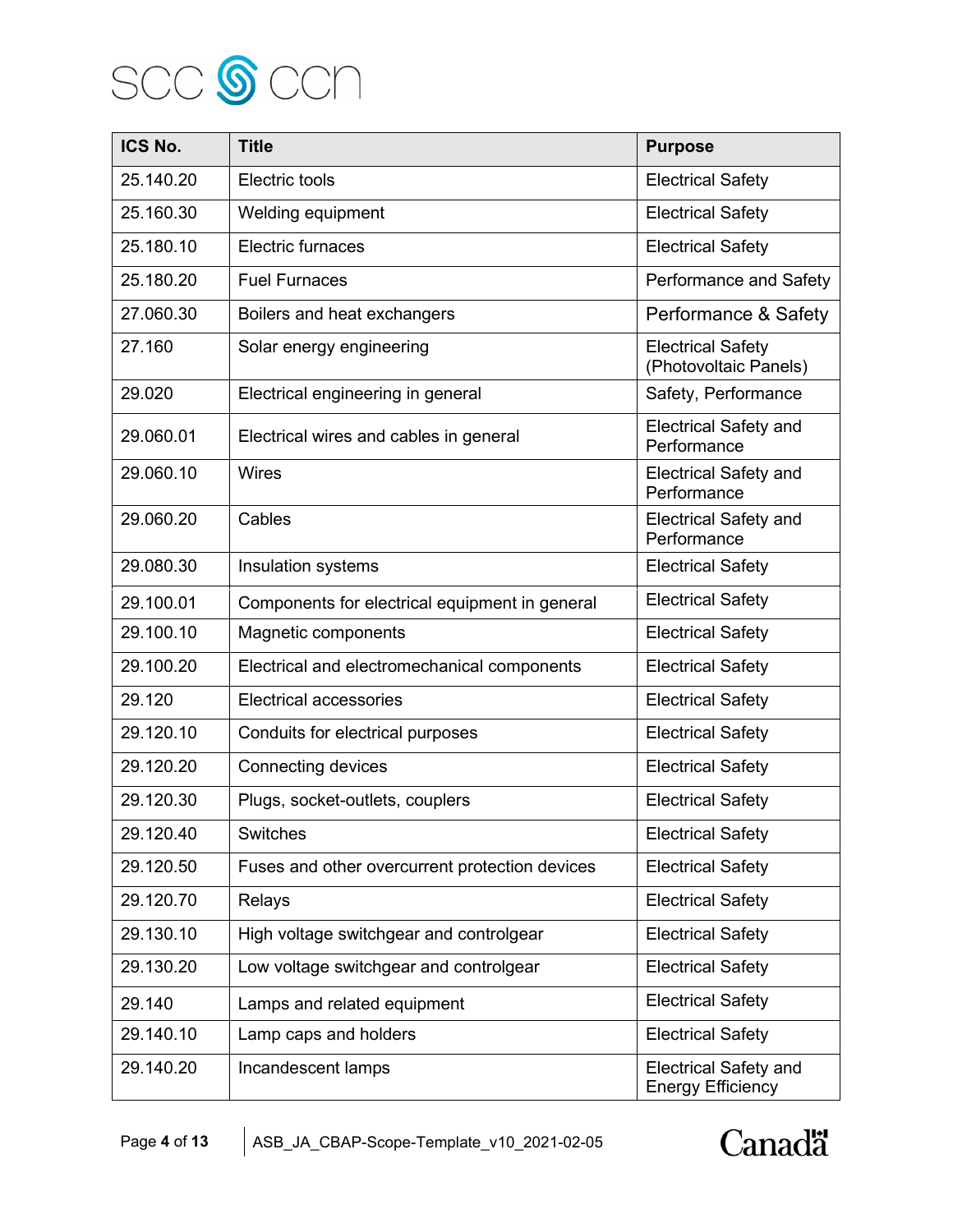| ICS No. | Title | Purpose |
| --- | --- | --- |
| 25.140.20 | Electric tools | Electrical Safety |
| 25.160.30 | Welding equipment | Electrical Safety |
| 25.180.10 | Electric furnaces | Electrical Safety |
| 25.180.20 | Fuel Furnaces | Performance and Safety |
| 27.060.30 | Boilers and heat exchangers | Performance & Safety |
| 27.160 | Solar energy engineering | Electrical Safety (Photovoltaic Panels) |
| 29.020 | Electrical engineering in general | Safety, Performance |
| 29.060.01 | Electrical wires and cables in general | Electrical Safety and Performance |
| 29.060.10 | Wires | Electrical Safety and Performance |
| 29.060.20 | Cables | Electrical Safety and Performance |
| 29.080.30 | Insulation systems | Electrical Safety |
| 29.100.01 | Components for electrical equipment in general | Electrical Safety |
| 29.100.10 | Magnetic components | Electrical Safety |
| 29.100.20 | Electrical and electromechanical components | Electrical Safety |
| 29.120 | Electrical accessories | Electrical Safety |
| 29.120.10 | Conduits for electrical purposes | Electrical Safety |
| 29.120.20 | Connecting devices | Electrical Safety |
| 29.120.30 | Plugs, socket-outlets, couplers | Electrical Safety |
| 29.120.40 | Switches | Electrical Safety |
| 29.120.50 | Fuses and other overcurrent protection devices | Electrical Safety |
| 29.120.70 | Relays | Electrical Safety |
| 29.130.10 | High voltage switchgear and controlgear | Electrical Safety |
| 29.130.20 | Low voltage switchgear and controlgear | Electrical Safety |
| 29.140 | Lamps and related equipment | Electrical Safety |
| 29.140.10 | Lamp caps and holders | Electrical Safety |
| 29.140.20 | Incandescent lamps | Electrical Safety and Energy Efficiency |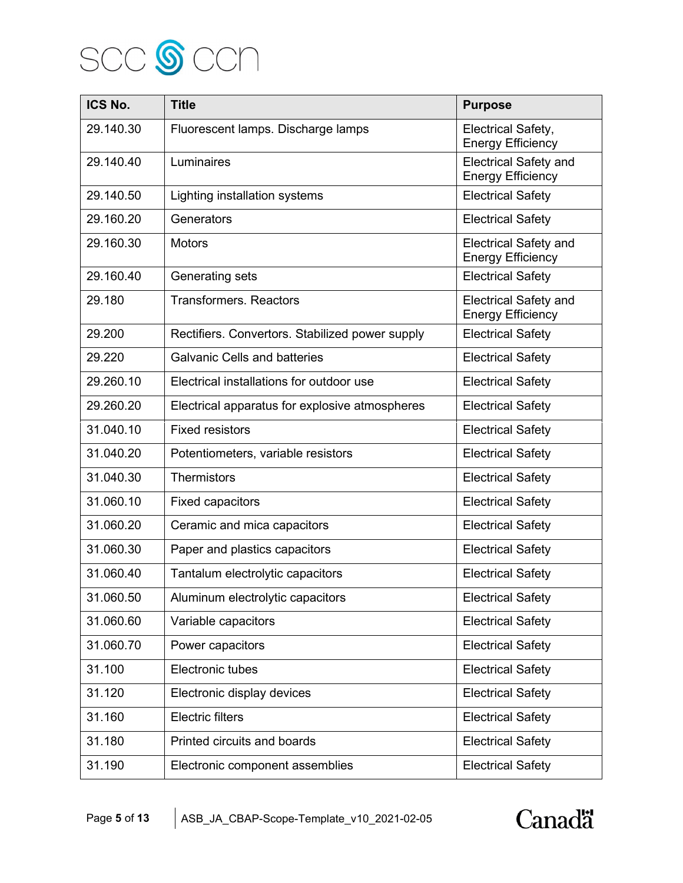| ICS No. | Title | Purpose |
|---|---|---|
| 29.140.30 | Fluorescent lamps. Discharge lamps | Electrical Safety, Energy Efficiency |
| 29.140.40 | Luminaires | Electrical Safety and Energy Efficiency |
| 29.140.50 | Lighting installation systems | Electrical Safety |
| 29.160.20 | Generators | Electrical Safety |
| 29.160.30 | Motors | Electrical Safety and Energy Efficiency |
| 29.160.40 | Generating sets | Electrical Safety |
| 29.180 | Transformers. Reactors | Electrical Safety and Energy Efficiency |
| 29.200 | Rectifiers. Convertors. Stabilized power supply | Electrical Safety |
| 29.220 | Galvanic Cells and batteries | Electrical Safety |
| 29.260.10 | Electrical installations for outdoor use | Electrical Safety |
| 29.260.20 | Electrical apparatus for explosive atmospheres | Electrical Safety |
| 31.040.10 | Fixed resistors | Electrical Safety |
| 31.040.20 | Potentiometers, variable resistors | Electrical Safety |
| 31.040.30 | Thermistors | Electrical Safety |
| 31.060.10 | Fixed capacitors | Electrical Safety |
| 31.060.20 | Ceramic and mica capacitors | Electrical Safety |
| 31.060.30 | Paper and plastics capacitors | Electrical Safety |
| 31.060.40 | Tantalum electrolytic capacitors | Electrical Safety |
| 31.060.50 | Aluminum electrolytic capacitors | Electrical Safety |
| 31.060.60 | Variable capacitors | Electrical Safety |
| 31.060.70 | Power capacitors | Electrical Safety |
| 31.100 | Electronic tubes | Electrical Safety |
| 31.120 | Electronic display devices | Electrical Safety |
| 31.160 | Electric filters | Electrical Safety |
| 31.180 | Printed circuits and boards | Electrical Safety |
| 31.190 | Electronic component assemblies | Electrical Safety |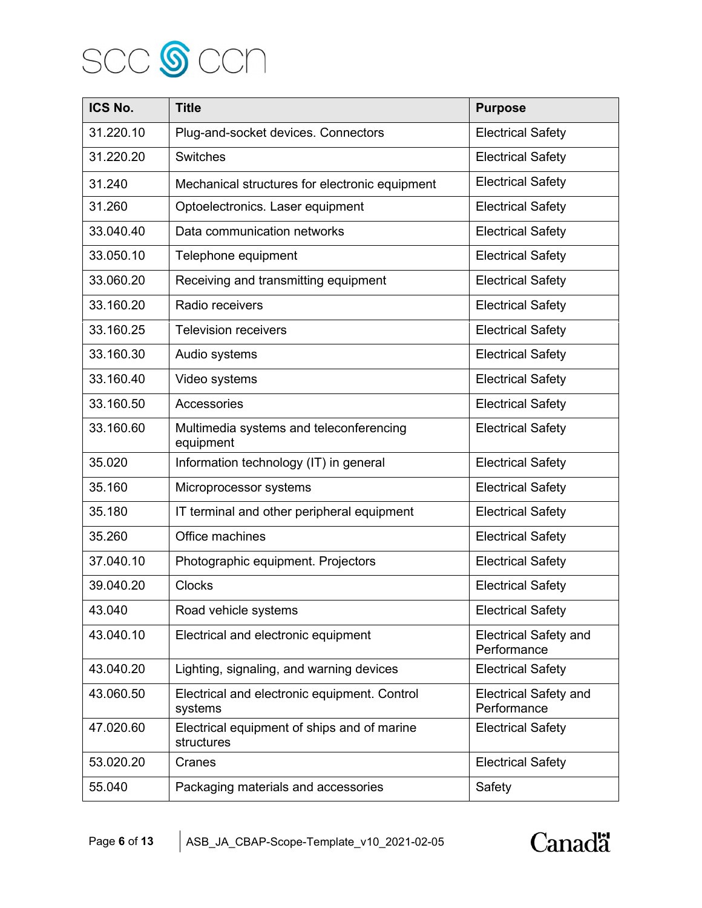| ICS No. | Title | Purpose |
|---|---|---|
| 31.220.10 | Plug-and-socket devices. Connectors | Electrical Safety |
| 31.220.20 | Switches | Electrical Safety |
| 31.240 | Mechanical structures for electronic equipment | Electrical Safety |
| 31.260 | Optoelectronics. Laser equipment | Electrical Safety |
| 33.040.40 | Data communication networks | Electrical Safety |
| 33.050.10 | Telephone equipment | Electrical Safety |
| 33.060.20 | Receiving and transmitting equipment | Electrical Safety |
| 33.160.20 | Radio receivers | Electrical Safety |
| 33.160.25 | Television receivers | Electrical Safety |
| 33.160.30 | Audio systems | Electrical Safety |
| 33.160.40 | Video systems | Electrical Safety |
| 33.160.50 | Accessories | Electrical Safety |
| 33.160.60 | Multimedia systems and teleconferencing equipment | Electrical Safety |
| 35.020 | Information technology (IT) in general | Electrical Safety |
| 35.160 | Microprocessor systems | Electrical Safety |
| 35.180 | IT terminal and other peripheral equipment | Electrical Safety |
| 35.260 | Office machines | Electrical Safety |
| 37.040.10 | Photographic equipment. Projectors | Electrical Safety |
| 39.040.20 | Clocks | Electrical Safety |
| 43.040 | Road vehicle systems | Electrical Safety |
| 43.040.10 | Electrical and electronic equipment | Electrical Safety and Performance |
| 43.040.20 | Lighting, signaling, and warning devices | Electrical Safety |
| 43.060.50 | Electrical and electronic equipment. Control systems | Electrical Safety and Performance |
| 47.020.60 | Electrical equipment of ships and of marine structures | Electrical Safety |
| 53.020.20 | Cranes | Electrical Safety |
| 55.040 | Packaging materials and accessories | Safety |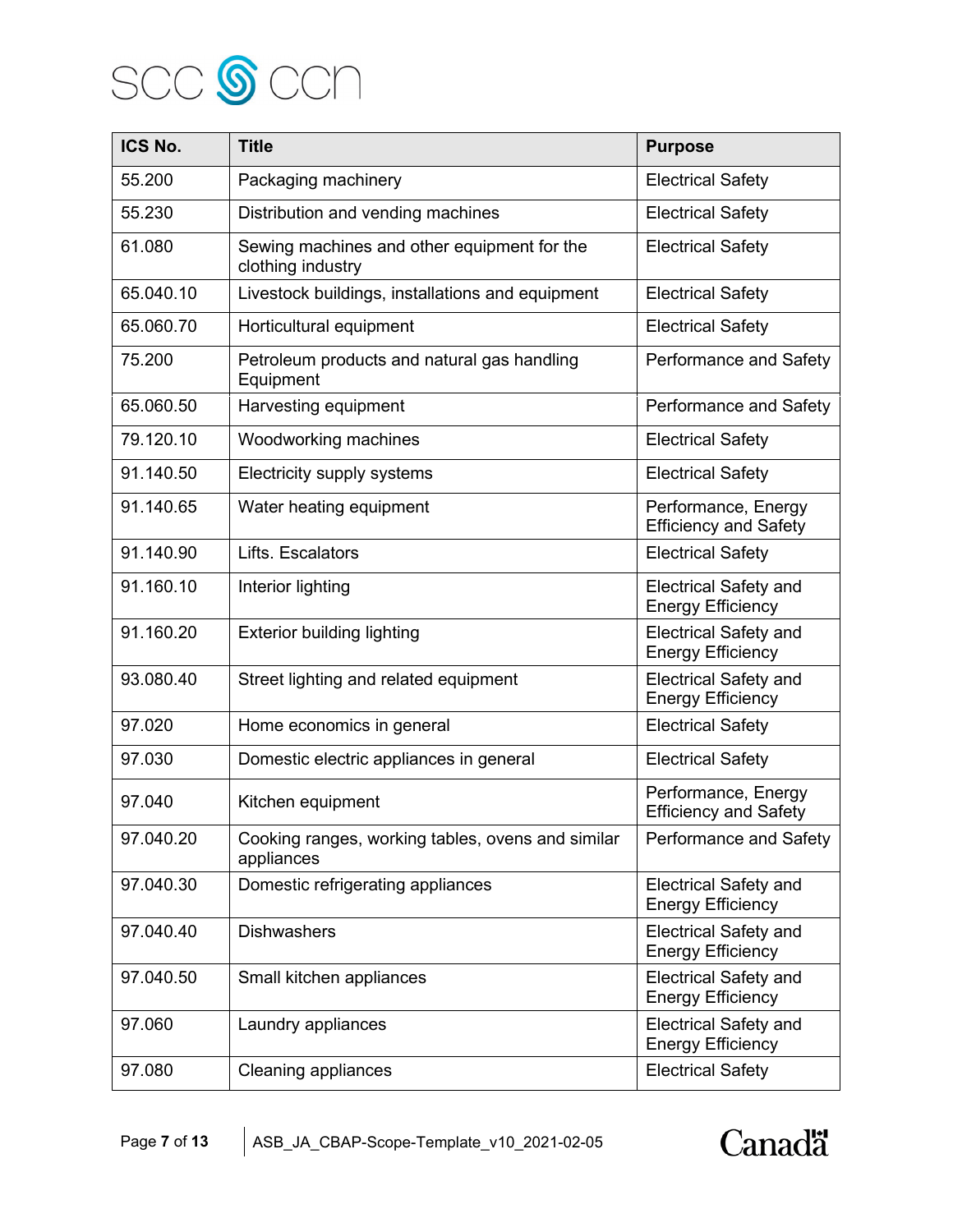| ICS No. | Title | Purpose |
| --- | --- | --- |
| 55.200 | Packaging machinery | Electrical Safety |
| 55.230 | Distribution and vending machines | Electrical Safety |
| 61.080 | Sewing machines and other equipment for the clothing industry | Electrical Safety |
| 65.040.10 | Livestock buildings, installations and equipment | Electrical Safety |
| 65.060.70 | Horticultural equipment | Electrical Safety |
| 75.200 | Petroleum products and natural gas handling Equipment | Performance and Safety |
| 65.060.50 | Harvesting equipment | Performance and Safety |
| 79.120.10 | Woodworking machines | Electrical Safety |
| 91.140.50 | Electricity supply systems | Electrical Safety |
| 91.140.65 | Water heating equipment | Performance, Energy Efficiency and Safety |
| 91.140.90 | Lifts. Escalators | Electrical Safety |
| 91.160.10 | Interior lighting | Electrical Safety and Energy Efficiency |
| 91.160.20 | Exterior building lighting | Electrical Safety and Energy Efficiency |
| 93.080.40 | Street lighting and related equipment | Electrical Safety and Energy Efficiency |
| 97.020 | Home economics in general | Electrical Safety |
| 97.030 | Domestic electric appliances in general | Electrical Safety |
| 97.040 | Kitchen equipment | Performance, Energy Efficiency and Safety |
| 97.040.20 | Cooking ranges, working tables, ovens and similar appliances | Performance and Safety |
| 97.040.30 | Domestic refrigerating appliances | Electrical Safety and Energy Efficiency |
| 97.040.40 | Dishwashers | Electrical Safety and Energy Efficiency |
| 97.040.50 | Small kitchen appliances | Electrical Safety and Energy Efficiency |
| 97.060 | Laundry appliances | Electrical Safety and Energy Efficiency |
| 97.080 | Cleaning appliances | Electrical Safety |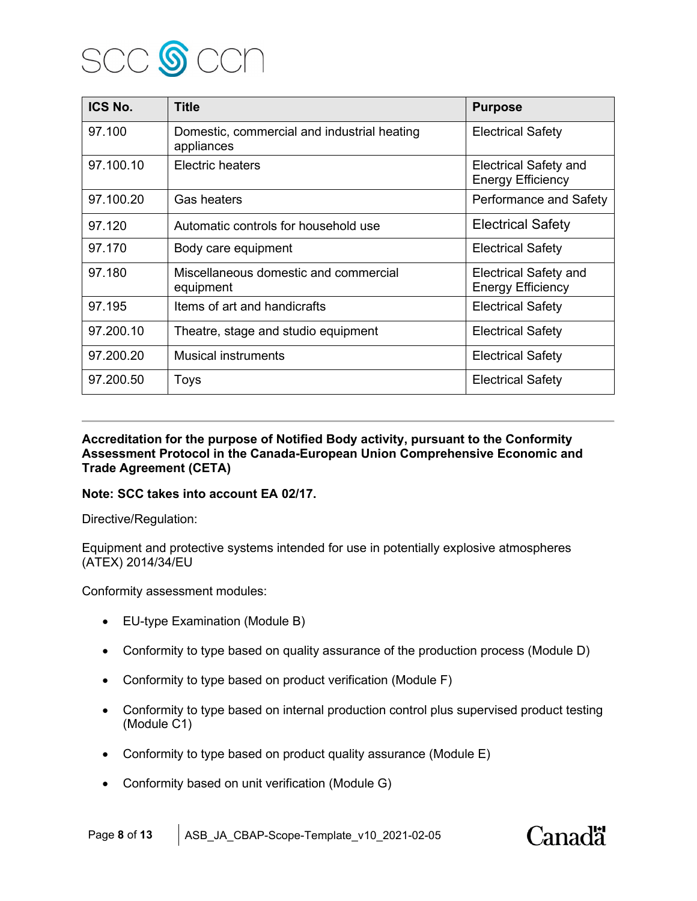| ICS No. | Title | Purpose |
|---|---|---|
| 97.100 | Domestic, commercial and industrial heating appliances | Electrical Safety |
| 97.100.10 | Electric heaters | Electrical Safety and Energy Efficiency |
| 97.100.20 | Gas heaters | Performance and Safety |
| 97.120 | Automatic controls for household use | Electrical Safety |
| 97.170 | Body care equipment | Electrical Safety |
| 97.180 | Miscellaneous domestic and commercial equipment | Electrical Safety and Energy Efficiency |
| 97.195 | Items of art and handicrafts | Electrical Safety |
| 97.200.10 | Theatre, stage and studio equipment | Electrical Safety |
| 97.200.20 | Musical instruments | Electrical Safety |
| 97.200.50 | Toys | Electrical Safety |

---

**Accreditation for the purpose of Notified Body activity, pursuant to the Conformity Assessment Protocol in the Canada-European Union Comprehensive Economic and Trade Agreement (CETA)**

**Note: SCC takes into account EA 02/17.**

Directive/Regulation:

Equipment and protective systems intended for use in potentially explosive atmospheres (ATEX) 2014/34/EU

Conformity assessment modules:

- EU-type Examination (Module B)
- Conformity to type based on quality assurance of the production process (Module D)
- Conformity to type based on product verification (Module F)
- Conformity to type based on internal production control plus supervised product testing (Module C1)
- Conformity to type based on product quality assurance (Module E)
- Conformity based on unit verification (Module G)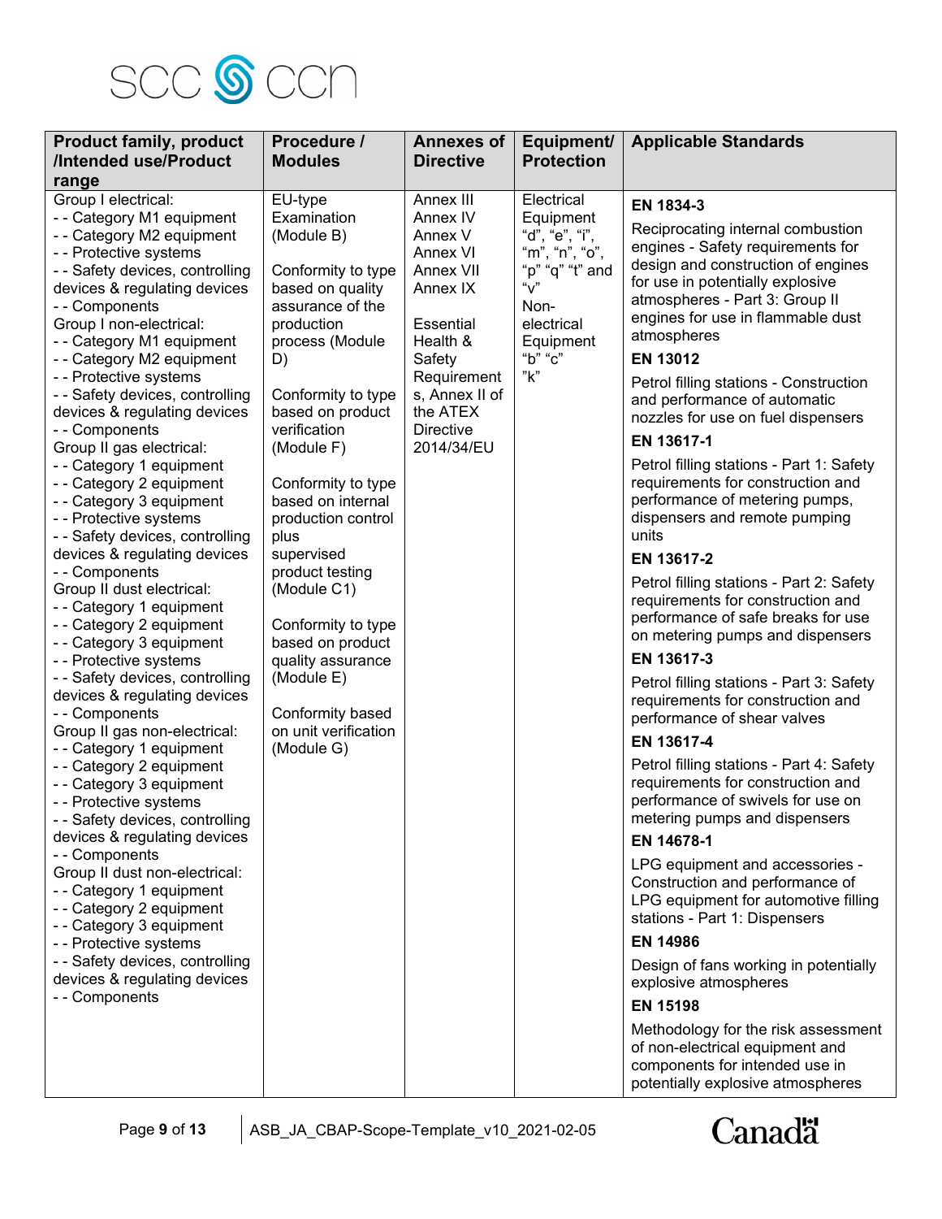| Product family, product /Intended use/Product range | Procedure / Modules | Annexes of Directive | Equipment/ Protection | Applicable Standards |
|---|---|---|---|---|
| Group I electrical:<br>- - Category M1 equipment<br>- - Category M2 equipment<br>- - Protective systems<br>- - Safety devices, controlling devices & regulating devices<br>- - Components<br>Group I non-electrical:<br>- - Category M1 equipment<br>- - Category M2 equipment<br>- - Protective systems<br>- - Safety devices, controlling devices & regulating devices<br>- - Components<br>Group II gas electrical:<br>- - Category 1 equipment<br>- - Category 2 equipment<br>- - Category 3 equipment<br>- - Protective systems<br>- - Safety devices, controlling devices & regulating devices<br>- - Components<br>Group II dust electrical:<br>- - Category 1 equipment<br>- - Category 2 equipment<br>- - Category 3 equipment<br>- - Protective systems<br>- - Safety devices, controlling devices & regulating devices<br>- - Components<br>Group II gas non-electrical:<br>- - Category 1 equipment<br>- - Category 2 equipment<br>- - Category 3 equipment<br>- - Protective systems<br>- - Safety devices, controlling devices & regulating devices<br>- - Components<br>Group II dust non-electrical:<br>- - Category 1 equipment<br>- - Category 2 equipment<br>- - Category 3 equipment<br>- - Protective systems<br>- - Safety devices, controlling devices & regulating devices<br>- - Components | EU-type Examination (Module B)<br><br>Conformity to type based on quality assurance of the production process (Module D)<br><br>Conformity to type based on product verification (Module F)<br><br>Conformity to type based on internal production control plus supervised product testing (Module C1)<br><br>Conformity to type based on product quality assurance (Module E)<br><br>Conformity based on unit verification (Module G) | Annex III<br>Annex IV<br>Annex V<br>Annex VI<br>Annex VII<br>Annex IX<br><br>Essential Health & Safety Requirements, Annex II of the ATEX Directive 2014/34/EU | Electrical Equipment “d”, “e”, “i”, “m”, “n”, “o”, “p” “q” “t” and “v”<br>Non-electrical Equipment “b” “c” ”k” | **EN 1834-3**<br>Reciprocating internal combustion engines - Safety requirements for design and construction of engines for use in potentially explosive atmospheres - Part 3: Group II engines for use in flammable dust atmospheres<br>**EN 13012**<br>Petrol filling stations - Construction and performance of automatic nozzles for use on fuel dispensers<br>**EN 13617-1**<br>Petrol filling stations - Part 1: Safety requirements for construction and performance of metering pumps, dispensers and remote pumping units<br>**EN 13617-2**<br>Petrol filling stations - Part 2: Safety requirements for construction and performance of safe breaks for use on metering pumps and dispensers<br>**EN 13617-3**<br>Petrol filling stations - Part 3: Safety requirements for construction and performance of shear valves<br>**EN 13617-4**<br>Petrol filling stations - Part 4: Safety requirements for construction and performance of swivels for use on metering pumps and dispensers<br>**EN 14678-1**<br>LPG equipment and accessories - Construction and performance of LPG equipment for automotive filling stations - Part 1: Dispensers<br>**EN 14986**<br>Design of fans working in potentially explosive atmospheres<br>**EN 15198**<br>Methodology for the risk assessment of non-electrical equipment and components for intended use in potentially explosive atmospheres |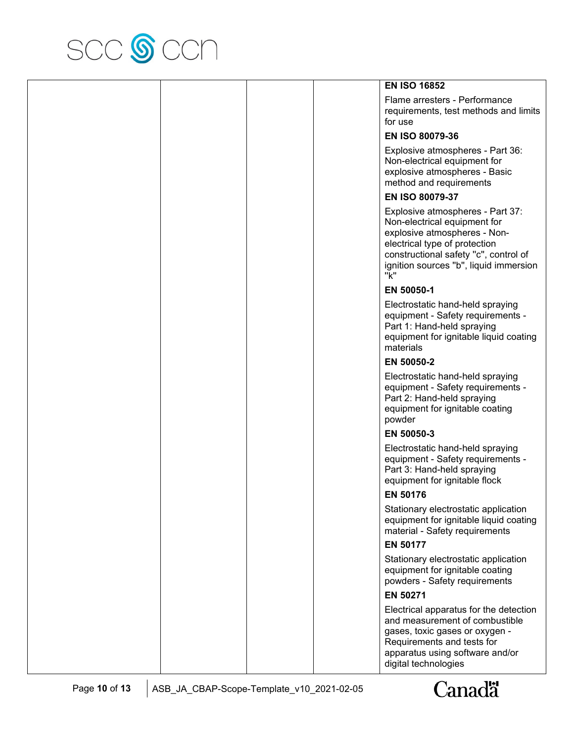| | | | | |
|---|---|---|---|---|
| | | | | **EN ISO 16852**<br>Flame arresters - Performance requirements, test methods and limits for use<br>**EN ISO 80079-36**<br>Explosive atmospheres - Part 36: Non-electrical equipment for explosive atmospheres - Basic method and requirements<br>**EN ISO 80079-37**<br>Explosive atmospheres - Part 37: Non-electrical equipment for explosive atmospheres - Non-electrical type of protection constructional safety "c", control of ignition sources "b", liquid immersion "k"<br>**EN 50050-1**<br>Electrostatic hand-held spraying equipment - Safety requirements - Part 1: Hand-held spraying equipment for ignitable liquid coating materials<br>**EN 50050-2**<br>Electrostatic hand-held spraying equipment - Safety requirements - Part 2: Hand-held spraying equipment for ignitable coating powder<br>**EN 50050-3**<br>Electrostatic hand-held spraying equipment - Safety requirements - Part 3: Hand-held spraying equipment for ignitable flock<br>**EN 50176**<br>Stationary electrostatic application equipment for ignitable liquid coating material - Safety requirements<br>**EN 50177**<br>Stationary electrostatic application equipment for ignitable coating powders - Safety requirements<br>**EN 50271**<br>Electrical apparatus for the detection and measurement of combustible gases, toxic gases or oxygen - Requirements and tests for apparatus using software and/or digital technologies |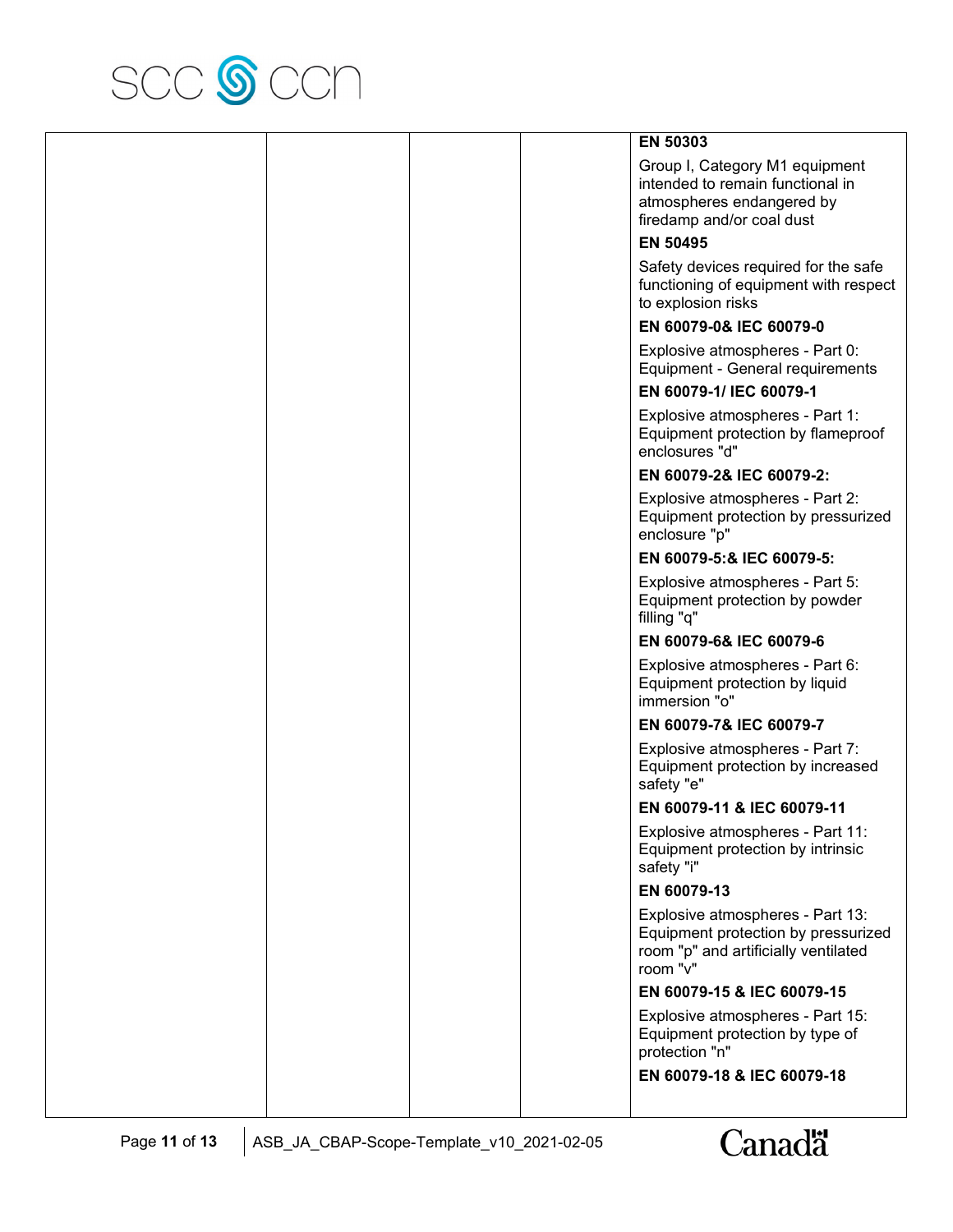| | | | | **EN 50303**<br><br>Group I, Category M1 equipment intended to remain functional in atmospheres endangered by firedamp and/or coal dust<br><br>**EN 50495**<br><br>Safety devices required for the safe functioning of equipment with respect to explosion risks<br><br>**EN 60079-0& IEC 60079-0**<br><br>Explosive atmospheres - Part 0: Equipment - General requirements<br><br>**EN 60079-1/ IEC 60079-1**<br><br>Explosive atmospheres - Part 1: Equipment protection by flameproof enclosures "d"<br><br>**EN 60079-2& IEC 60079-2:**<br><br>Explosive atmospheres - Part 2: Equipment protection by pressurized enclosure "p"<br><br>**EN 60079-5:& IEC 60079-5:**<br><br>Explosive atmospheres - Part 5: Equipment protection by powder filling "q"<br><br>**EN 60079-6& IEC 60079-6**<br><br>Explosive atmospheres - Part 6: Equipment protection by liquid immersion "o"<br><br>**EN 60079-7& IEC 60079-7**<br><br>Explosive atmospheres - Part 7: Equipment protection by increased safety "e"<br><br>**EN 60079-11 & IEC 60079-11**<br><br>Explosive atmospheres - Part 11: Equipment protection by intrinsic safety "i"<br><br>**EN 60079-13**<br><br>Explosive atmospheres - Part 13: Equipment protection by pressurized room "p" and artificially ventilated room "v"<br><br>**EN 60079-15 & IEC 60079-15**<br><br>Explosive atmospheres - Part 15: Equipment protection by type of protection "n"<br><br>**EN 60079-18 & IEC 60079-18** |
|---|---|---|---|---|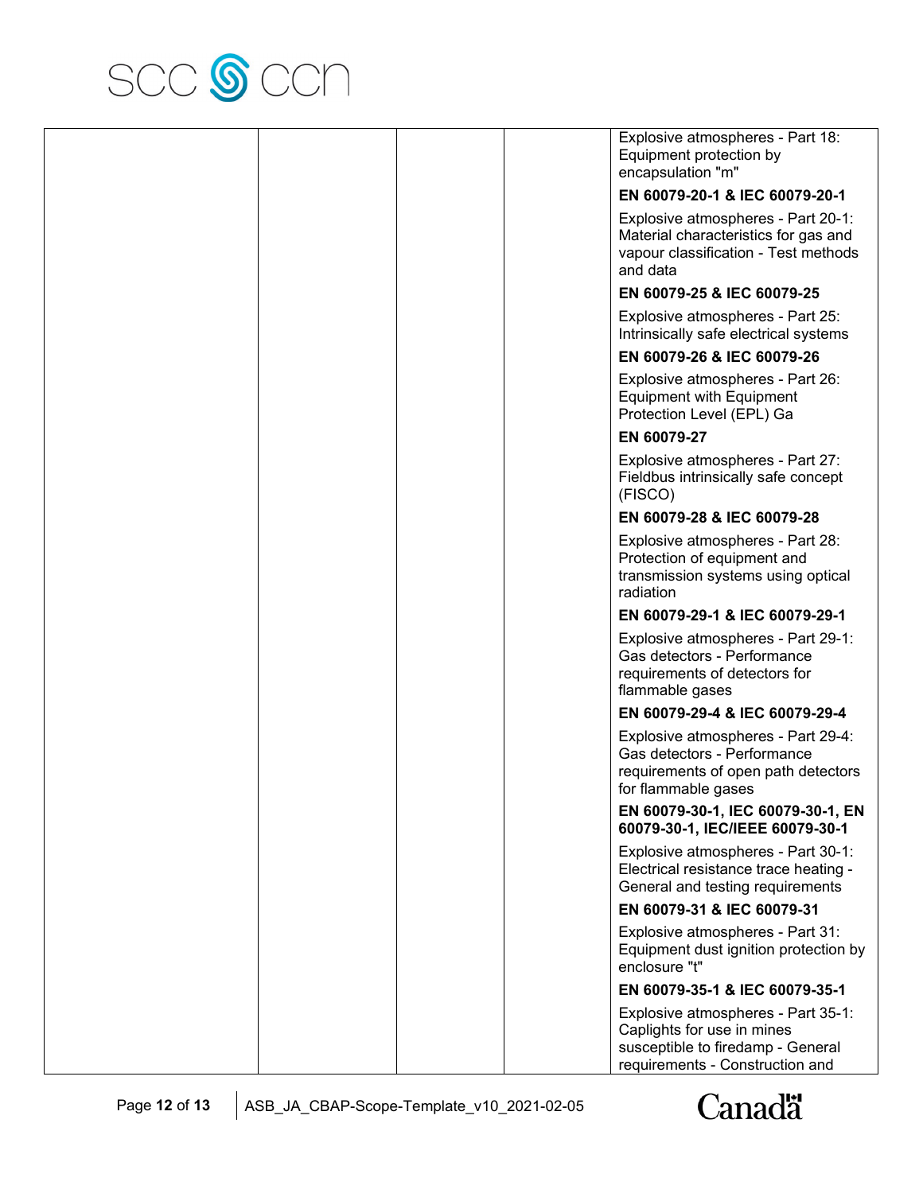| | | | | |
|---|---|---|---|---|
| | | | | Explosive atmospheres - Part 18: Equipment protection by encapsulation "m"<br>**EN 60079-20-1 & IEC 60079-20-1**<br>Explosive atmospheres - Part 20-1: Material characteristics for gas and vapour classification - Test methods and data<br>**EN 60079-25 & IEC 60079-25**<br>Explosive atmospheres - Part 25: Intrinsically safe electrical systems<br>**EN 60079-26 & IEC 60079-26**<br>Explosive atmospheres - Part 26: Equipment with Equipment Protection Level (EPL) Ga<br>**EN 60079-27**<br>Explosive atmospheres - Part 27: Fieldbus intrinsically safe concept (FISCO)<br>**EN 60079-28 & IEC 60079-28**<br>Explosive atmospheres - Part 28: Protection of equipment and transmission systems using optical radiation<br>**EN 60079-29-1 & IEC 60079-29-1**<br>Explosive atmospheres - Part 29-1: Gas detectors - Performance requirements of detectors for flammable gases<br>**EN 60079-29-4 & IEC 60079-29-4**<br>Explosive atmospheres - Part 29-4: Gas detectors - Performance requirements of open path detectors for flammable gases<br>**EN 60079-30-1, IEC 60079-30-1, EN 60079-30-1, IEC/IEEE 60079-30-1**<br>Explosive atmospheres - Part 30-1: Electrical resistance trace heating - General and testing requirements<br>**EN 60079-31 & IEC 60079-31**<br>Explosive atmospheres - Part 31: Equipment dust ignition protection by enclosure "t"<br>**EN 60079-35-1 & IEC 60079-35-1**<br>Explosive atmospheres - Part 35-1: Caplights for use in mines susceptible to firedamp - General requirements - Construction and |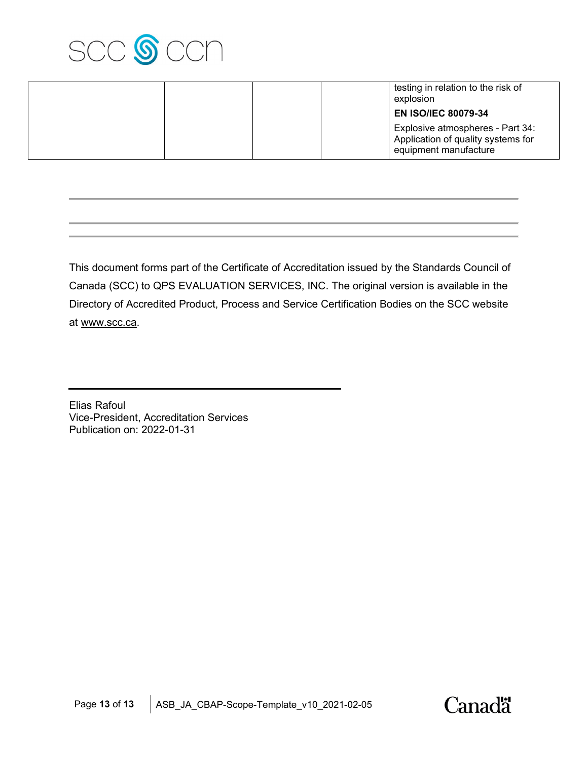| | | | | |
|---|---|---|---|---|
| | | | | testing in relation to the risk of explosion<br>**EN ISO/IEC 80079-34**<br>Explosive atmospheres - Part 34: Application of quality systems for equipment manufacture |

This document forms part of the Certificate of Accreditation issued by the Standards Council of Canada (SCC) to QPS EVALUATION SERVICES, INC. The original version is available in the Directory of Accredited Product, Process and Service Certification Bodies on the SCC website at www.scc.ca.

Elias Rafoul
Vice-President, Accreditation Services
Publication on: 2022-01-31